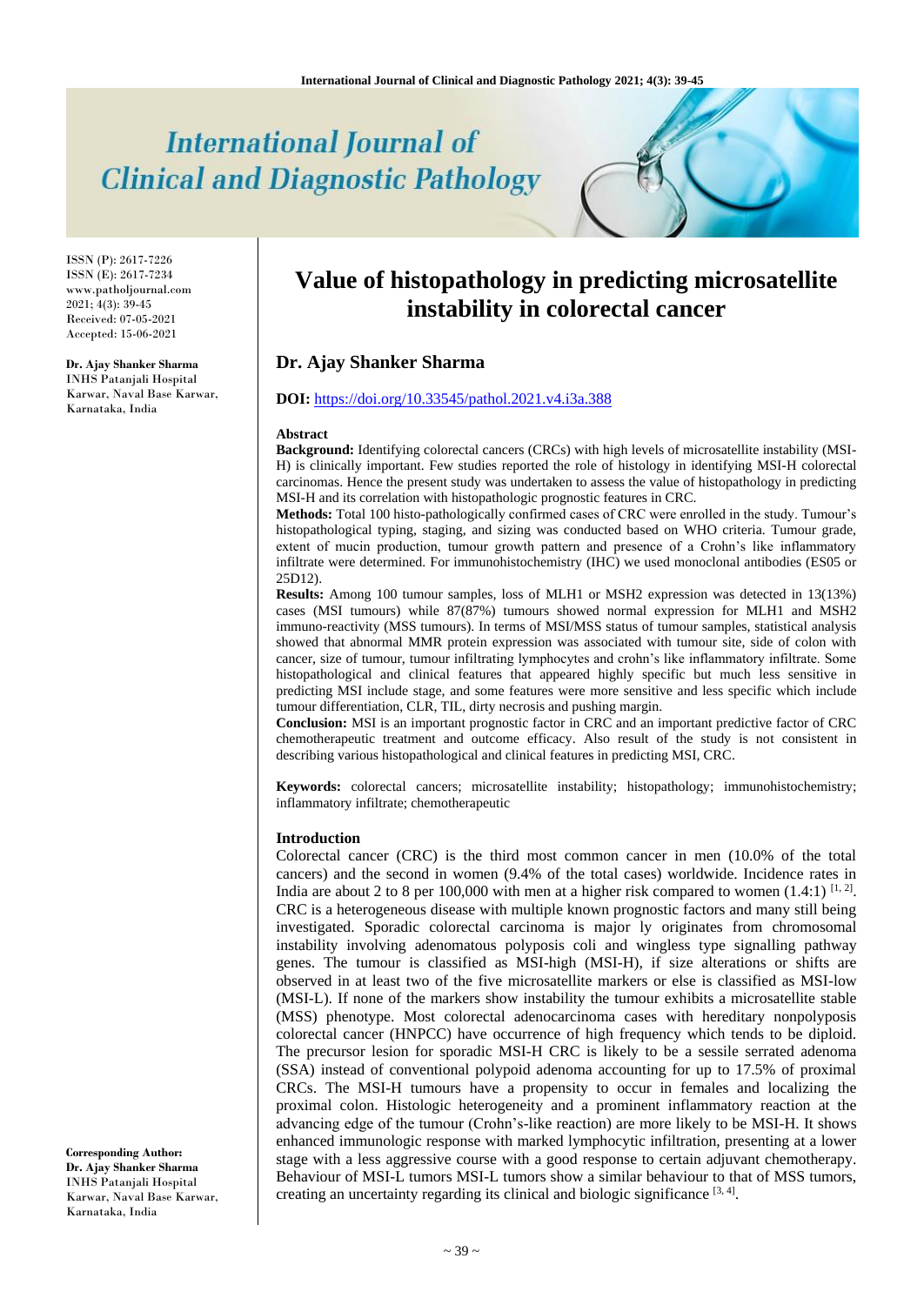# Value of histopathology in predicting microsatellite instability in colorectal cancer

## Dr. Ajay Shanker Sharma

**DOI:** https://doi.org/10.33545/pathol.2021.v4.i3a.388

ISSN (P): 2617-7226
ISSN (E): 2617-7234
www.patholjournal.com
2021; 4(3): 39-45
Received: 07-05-2021
Accepted: 15-06-2021

**Dr. Ajay Shanker Sharma**
INHS Patanjali Hospital Karwar, Naval Base Karwar, Karnataka, India

**Corresponding Author:**
**Dr. Ajay Shanker Sharma**
INHS Patanjali Hospital Karwar, Naval Base Karwar, Karnataka, India

### Abstract

**Background:** Identifying colorectal cancers (CRCs) with high levels of microsatellite instability (MSI-H) is clinically important. Few studies reported the role of histology in identifying MSI-H colorectal carcinomas. Hence the present study was undertaken to assess the value of histopathology in predicting MSI-H and its correlation with histopathologic prognostic features in CRC.

**Methods:** Total 100 histo-pathologically confirmed cases of CRC were enrolled in the study. Tumour's histopathological typing, staging, and sizing was conducted based on WHO criteria. Tumour grade, extent of mucin production, tumour growth pattern and presence of a Crohn's like inflammatory infiltrate were determined. For immunohistochemistry (IHC) we used monoclonal antibodies (ES05 or 25D12).

**Results:** Among 100 tumour samples, loss of MLH1 or MSH2 expression was detected in 13(13%) cases (MSI tumours) while 87(87%) tumours showed normal expression for MLH1 and MSH2 immuno-reactivity (MSS tumours). In terms of MSI/MSS status of tumour samples, statistical analysis showed that abnormal MMR protein expression was associated with tumour site, side of colon with cancer, size of tumour, tumour infiltrating lymphocytes and crohn's like inflammatory infiltrate. Some histopathological and clinical features that appeared highly specific but much less sensitive in predicting MSI include stage, and some features were more sensitive and less specific which include tumour differentiation, CLR, TIL, dirty necrosis and pushing margin.

**Conclusion:** MSI is an important prognostic factor in CRC and an important predictive factor of CRC chemotherapeutic treatment and outcome efficacy. Also result of the study is not consistent in describing various histopathological and clinical features in predicting MSI, CRC.

**Keywords:** colorectal cancers; microsatellite instability; histopathology; immunohistochemistry; inflammatory infiltrate; chemotherapeutic

### Introduction

Colorectal cancer (CRC) is the third most common cancer in men (10.0% of the total cancers) and the second in women (9.4% of the total cases) worldwide. Incidence rates in India are about 2 to 8 per 100,000 with men at a higher risk compared to women (1.4:1) [1, 2]. CRC is a heterogeneous disease with multiple known prognostic factors and many still being investigated. Sporadic colorectal carcinoma is major ly originates from chromosomal instability involving adenomatous polyposis coli and wingless type signalling pathway genes. The tumour is classified as MSI-high (MSI-H), if size alterations or shifts are observed in at least two of the five microsatellite markers or else is classified as MSI-low (MSI-L). If none of the markers show instability the tumour exhibits a microsatellite stable (MSS) phenotype. Most colorectal adenocarcinoma cases with hereditary nonpolyposis colorectal cancer (HNPCC) have occurrence of high frequency which tends to be diploid. The precursor lesion for sporadic MSI-H CRC is likely to be a sessile serrated adenoma (SSA) instead of conventional polypoid adenoma accounting for up to 17.5% of proximal CRCs. The MSI-H tumours have a propensity to occur in females and localizing the proximal colon. Histologic heterogeneity and a prominent inflammatory reaction at the advancing edge of the tumour (Crohn's-like reaction) are more likely to be MSI-H. It shows enhanced immunologic response with marked lymphocytic infiltration, presenting at a lower stage with a less aggressive course with a good response to certain adjuvant chemotherapy. Behaviour of MSI-L tumors MSI-L tumors show a similar behaviour to that of MSS tumors, creating an uncertainty regarding its clinical and biologic significance [3, 4].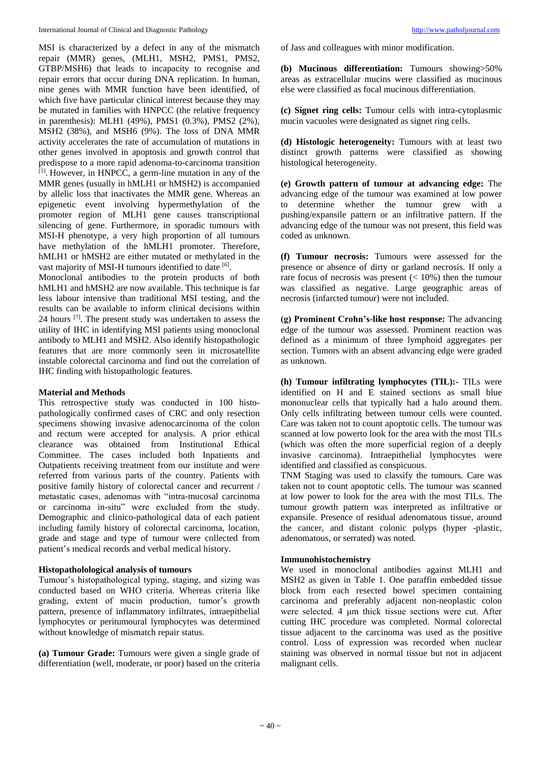MSI is characterized by a defect in any of the mismatch repair (MMR) genes, (MLH1, MSH2, PMS1, PMS2, GTBP/MSH6) that leads to incapacity to recognise and repair errors that occur during DNA replication. In human, nine genes with MMR function have been identified, of which five have particular clinical interest because they may be mutated in families with HNPCC (the relative frequency in parenthesis): MLH1 (49%), PMS1 (0.3%), PMS2 (2%), MSH2 (38%), and MSH6 (9%). The loss of DNA MMR activity accelerates the rate of accumulation of mutations in other genes involved in apoptosis and growth control that predispose to a more rapid adenoma-to-carcinoma transition [5]. However, in HNPCC, a germ-line mutation in any of the MMR genes (usually in hMLH1 or hMSH2) is accompanied by allelic loss that inactivates the MMR gene. Whereas an epigenetic event involving hypermethylation of the promoter region of MLH1 gene causes transcriptional silencing of gene. Furthermore, in sporadic tumours with MSI-H phenotype, a very high proportion of all tumours have methylation of the hMLH1 promoter. Therefore, hMLH1 or hMSH2 are either mutated or methylated in the vast majority of MSI-H tumours identified to date [6].

Monoclonal antibodies to the protein products of both hMLH1 and hMSH2 are now available. This technique is far less labour intensive than traditional MSI testing, and the results can be available to inform clinical decisions within 24 hours [7]. The present study was undertaken to assess the utility of IHC in identifying MSI patients using monoclonal antibody to MLH1 and MSH2. Also identify histopathologic features that are more commonly seen in microsatellite instable colorectal carcinoma and find out the correlation of IHC finding with histopathologic features.

## Material and Methods

This retrospective study was conducted in 100 histo-pathologically confirmed cases of CRC and only resection specimens showing invasive adenocarcinoma of the colon and rectum were accepted for analysis. A prior ethical clearance was obtained from Institutional Ethical Committee. The cases included both Inpatients and Outpatients receiving treatment from our institute and were referred from various parts of the country. Patients with positive family history of colorectal cancer and recurrent / metastatic cases, adenomas with "intra-mucosal carcinoma or carcinoma in-situ" were excluded from the study. Demographic and clinico-pathological data of each patient including family history of colorectal carcinoma, location, grade and stage and type of tumour were collected from patient's medical records and verbal medical history.

### Histopatholological analysis of tumours

Tumour's histopathological typing, staging, and sizing was conducted based on WHO criteria. Whereas criteria like grading, extent of mucin production, tumor's growth pattern, presence of inflammatory infiltrates, intraepithelial lymphocytes or peritumoural lymphocytes was determined without knowledge of mismatch repair status.

**(a) Tumour Grade:** Tumours were given a single grade of differentiation (well, moderate, or poor) based on the criteria of Jass and colleagues with minor modification.

**(b) Mucinous differentiation:** Tumours showing>50% areas as extracellular mucins were classified as mucinous else were classified as focal mucinous differentiation.

**(c) Signet ring cells:** Tumour cells with intra-cytoplasmic mucin vacuoles were designated as signet ring cells.

**(d) Histologic heterogeneity:** Tumours with at least two distinct growth patterns were classified as showing histological heterogeneity.

**(e) Growth pattern of tumour at advancing edge:** The advancing edge of the tumour was examined at low power to determine whether the tumour grew with a pushing/expansile pattern or an infiltrative pattern. If the advancing edge of the tumour was not present, this field was coded as unknown.

**(f) Tumour necrosis:** Tumours were assessed for the presence or absence of dirty or garland necrosis. If only a rare focus of necrosis was present (< 10%) then the tumour was classified as negative. Large geographic areas of necrosis (infarcted tumour) were not included.

**(g) Prominent Crohn's-like host response:** The advancing edge of the tumour was assessed. Prominent reaction was defined as a minimum of three lymphoid aggregates per section. Tumors with an absent advancing edge were graded as unknown.

**(h) Tumour infiltrating lymphocytes (TIL):-** TILs were identified on H and E stained sections as small blue mononuclear cells that typically had a halo around them. Only cells infiltrating between tumour cells were counted. Care was taken not to count apoptotic cells. The tumour was scanned at low powerto look for the area with the most TILs (which was often the more superficial region of a deeply invasive carcinoma). Intraepithelial lymphocytes were identified and classified as conspicuous.

TNM Staging was used to classify the tumours. Care was taken not to count apoptotic cells. The tumour was scanned at low power to look for the area with the most TILs. The tumour growth pattern was interpreted as infiltrative or expansile. Presence of residual adenomatous tissue, around the cancer, and distant colonic polyps (hyper -plastic, adenomatous, or serrated) was noted.

### Immunohistochemistry

We used in monoclonal antibodies against MLH1 and MSH2 as given in Table 1. One paraffin embedded tissue block from each resected bowel specimen containing carcinoma and preferably adjacent non-neoplastic colon were selected. 4 μm thick tissue sections were cut. After cutting IHC procedure was completed. Normal colorectal tissue adjacent to the carcinoma was used as the positive control. Loss of expression was recorded when nuclear staining was observed in normal tissue but not in adjacent malignant cells.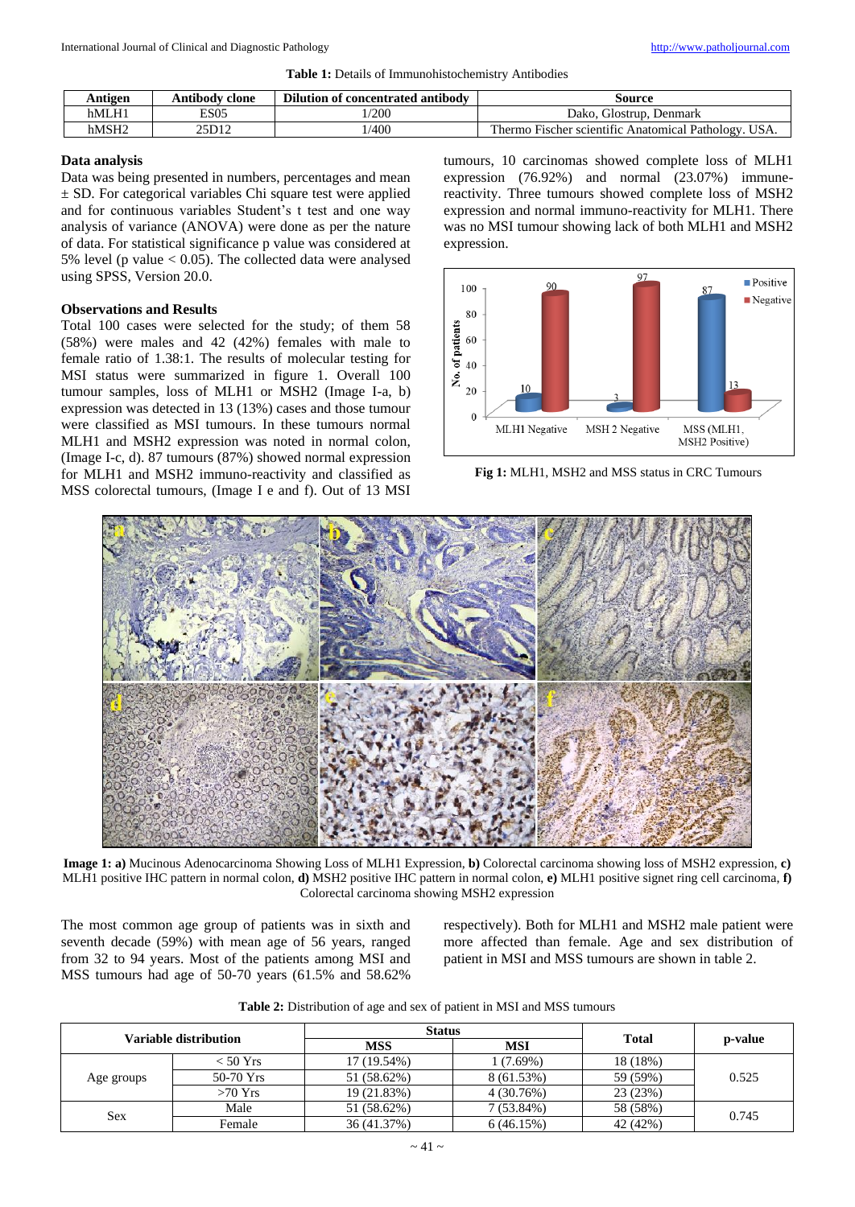**Table 1:** Details of Immunohistochemistry Antibodies

| Antigen | Antibody clone | Dilution of concentrated antibody | Source |
|---|---|---|---|
| hMLH1 | ES05 | 1/200 | Dako, Glostrup, Denmark |
| hMSH2 | 25D12 | 1/400 | Thermo Fischer scientific Anatomical Pathology. USA. |

### Data analysis

Data was being presented in numbers, percentages and mean ± SD. For categorical variables Chi square test were applied and for continuous variables Student's t test and one way analysis of variance (ANOVA) were done as per the nature of data. For statistical significance p value was considered at 5% level (p value < 0.05). The collected data were analysed using SPSS, Version 20.0.

### Observations and Results

Total 100 cases were selected for the study; of them 58 (58%) were males and 42 (42%) females with male to female ratio of 1.38:1. The results of molecular testing for MSI status were summarized in figure 1. Overall 100 tumour samples, loss of MLH1 or MSH2 (Image I-a, b) expression was detected in 13 (13%) cases and those tumour were classified as MSI tumours. In these tumours normal MLH1 and MSH2 expression was noted in normal colon, (Image I-c, d). 87 tumours (87%) showed normal expression for MLH1 and MSH2 immuno-reactivity and classified as MSS colorectal tumours, (Image I e and f). Out of 13 MSI tumours, 10 carcinomas showed complete loss of MLH1 expression (76.92%) and normal (23.07%) immune-reactivity. Three tumours showed complete loss of MSH2 expression and normal immuno-reactivity for MLH1. There was no MSI tumour showing lack of both MLH1 and MSH2 expression.

**Fig 1:** MLH1, MSH2 and MSS status in CRC Tumours

**Image 1: a)** Mucinous Adenocarcinoma Showing Loss of MLH1 Expression, **b)** Colorectal carcinoma showing loss of MSH2 expression, **c)** MLH1 positive IHC pattern in normal colon, **d)** MSH2 positive IHC pattern in normal colon, **e)** MLH1 positive signet ring cell carcinoma, **f)** Colorectal carcinoma showing MSH2 expression

The most common age group of patients was in sixth and seventh decade (59%) with mean age of 56 years, ranged from 32 to 94 years. Most of the patients among MSI and MSS tumours had age of 50-70 years (61.5% and 58.62% respectively). Both for MLH1 and MSH2 male patient were more affected than female. Age and sex distribution of patient in MSI and MSS tumours are shown in table 2.

**Table 2:** Distribution of age and sex of patient in MSI and MSS tumours

| Variable distribution | | Status | | Total | p-value |
|---|---|---|---|---|---|
| | | MSS | MSI | | |
| Age groups | < 50 Yrs | 17 (19.54%) | 1 (7.69%) | 18 (18%) | 0.525 |
| | 50-70 Yrs | 51 (58.62%) | 8 (61.53%) | 59 (59%) | |
| | >70 Yrs | 19 (21.83%) | 4 (30.76%) | 23 (23%) | |
| Sex | Male | 51 (58.62%) | 7 (53.84%) | 58 (58%) | 0.745 |
| | Female | 36 (41.37%) | 6 (46.15%) | 42 (42%) | |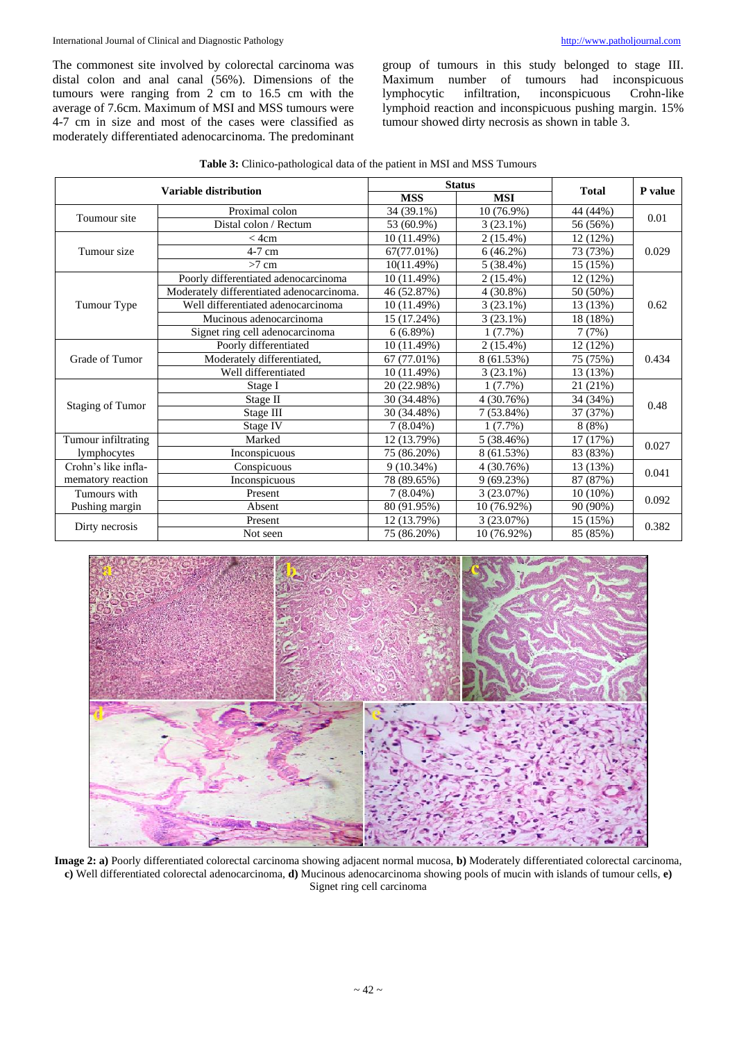The commonest site involved by colorectal carcinoma was distal colon and anal canal (56%). Dimensions of the tumours were ranging from 2 cm to 16.5 cm with the average of 7.6cm. Maximum of MSI and MSS tumours were 4-7 cm in size and most of the cases were classified as moderately differentiated adenocarcinoma. The predominant group of tumours in this study belonged to stage III. Maximum number of tumours had inconspicuous lymphocytic infiltration, inconspicuous Crohn-like lymphoid reaction and inconspicuous pushing margin. 15% tumour showed dirty necrosis as shown in table 3.

**Table 3:** Clinico-pathological data of the patient in MSI and MSS Tumours

| Variable distribution | | Status | | Total | P value |
|---|---|---|---|---|---|
| | | MSS | MSI | | |
| Toumour site | Proximal colon | 34 (39.1%) | 10 (76.9%) | 44 (44%) | 0.01 |
| | Distal colon / Rectum | 53 (60.9%) | 3 (23.1%) | 56 (56%) | |
| Tumour size | < 4cm | 10 (11.49%) | 2 (15.4%) | 12 (12%) | 0.029 |
| | 4-7 cm | 67(77.01%) | 6 (46.2%) | 73 (73%) | |
| | >7 cm | 10(11.49%) | 5 (38.4%) | 15 (15%) | |
| Tumour Type | Poorly differentiated adenocarcinoma | 10 (11.49%) | 2 (15.4%) | 12 (12%) | 0.62 |
| | Moderately differentiated adenocarcinoma. | 46 (52.87%) | 4 (30.8%) | 50 (50%) | |
| | Well differentiated adenocarcinoma | 10 (11.49%) | 3 (23.1%) | 13 (13%) | |
| | Mucinous adenocarcinoma | 15 (17.24%) | 3 (23.1%) | 18 (18%) | |
| | Signet ring cell adenocarcinoma | 6 (6.89%) | 1 (7.7%) | 7 (7%) | |
| Grade of Tumor | Poorly differentiated | 10 (11.49%) | 2 (15.4%) | 12 (12%) | 0.434 |
| | Moderately differentiated, | 67 (77.01%) | 8 (61.53%) | 75 (75%) | |
| | Well differentiated | 10 (11.49%) | 3 (23.1%) | 13 (13%) | |
| Staging of Tumor | Stage I | 20 (22.98%) | 1 (7.7%) | 21 (21%) | 0.48 |
| | Stage II | 30 (34.48%) | 4 (30.76%) | 34 (34%) | |
| | Stage III | 30 (34.48%) | 7 (53.84%) | 37 (37%) | |
| | Stage IV | 7 (8.04%) | 1 (7.7%) | 8 (8%) | |
| Tumour infiltrating lymphocytes | Marked | 12 (13.79%) | 5 (38.46%) | 17 (17%) | 0.027 |
| | Inconspicuous | 75 (86.20%) | 8 (61.53%) | 83 (83%) | |
| Crohn's like inflammatory reaction | Conspicuous | 9 (10.34%) | 4 (30.76%) | 13 (13%) | 0.041 |
| | Inconspicuous | 78 (89.65%) | 9 (69.23%) | 87 (87%) | |
| Tumours with Pushing margin | Present | 7 (8.04%) | 3 (23.07%) | 10 (10%) | 0.092 |
| | Absent | 80 (91.95%) | 10 (76.92%) | 90 (90%) | |
| Dirty necrosis | Present | 12 (13.79%) | 3 (23.07%) | 15 (15%) | 0.382 |
| | Not seen | 75 (86.20%) | 10 (76.92%) | 85 (85%) | |

**Image 2: a)** Poorly differentiated colorectal carcinoma showing adjacent normal mucosa, **b)** Moderately differentiated colorectal carcinoma, **c)** Well differentiated colorectal adenocarcinoma, **d)** Mucinous adenocarcinoma showing pools of mucin with islands of tumour cells, **e)** Signet ring cell carcinoma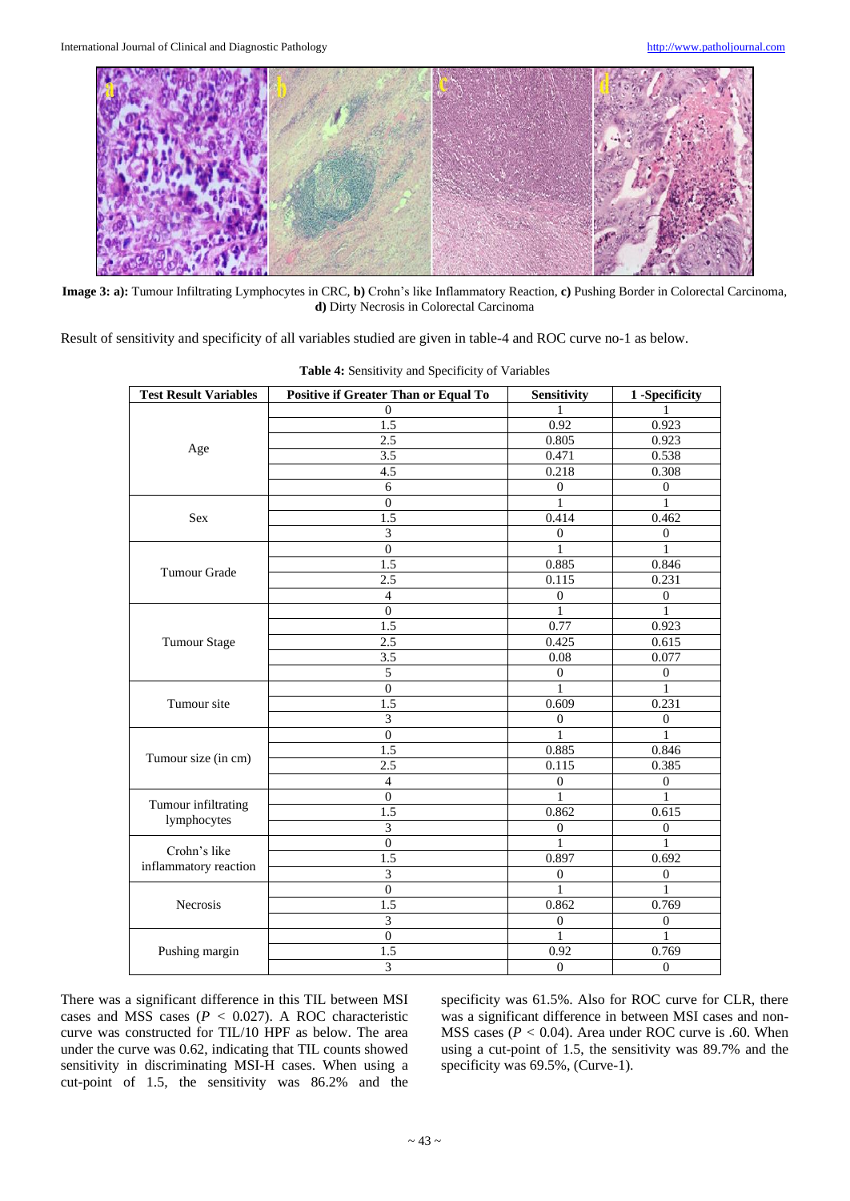**Image 3: a):** Tumour Infiltrating Lymphocytes in CRC, **b)** Crohn's like Inflammatory Reaction, **c)** Pushing Border in Colorectal Carcinoma, **d)** Dirty Necrosis in Colorectal Carcinoma

Result of sensitivity and specificity of all variables studied are given in table-4 and ROC curve no-1 as below.

**Table 4:** Sensitivity and Specificity of Variables

| Test Result Variables | Positive if Greater Than or Equal To | Sensitivity | 1 -Specificity |
|---|---|---|---|
| Age | 0 | 1 | 1 |
| | 1.5 | 0.92 | 0.923 |
| | 2.5 | 0.805 | 0.923 |
| | 3.5 | 0.471 | 0.538 |
| | 4.5 | 0.218 | 0.308 |
| | 6 | 0 | 0 |
| Sex | 0 | 1 | 1 |
| | 1.5 | 0.414 | 0.462 |
| | 3 | 0 | 0 |
| Tumour Grade | 0 | 1 | 1 |
| | 1.5 | 0.885 | 0.846 |
| | 2.5 | 0.115 | 0.231 |
| | 4 | 0 | 0 |
| Tumour Stage | 0 | 1 | 1 |
| | 1.5 | 0.77 | 0.923 |
| | 2.5 | 0.425 | 0.615 |
| | 3.5 | 0.08 | 0.077 |
| | 5 | 0 | 0 |
| Tumour site | 0 | 1 | 1 |
| | 1.5 | 0.609 | 0.231 |
| | 3 | 0 | 0 |
| Tumour size (in cm) | 0 | 1 | 1 |
| | 1.5 | 0.885 | 0.846 |
| | 2.5 | 0.115 | 0.385 |
| | 4 | 0 | 0 |
| Tumour infiltrating lymphocytes | 0 | 1 | 1 |
| | 1.5 | 0.862 | 0.615 |
| | 3 | 0 | 0 |
| Crohn's like inflammatory reaction | 0 | 1 | 1 |
| | 1.5 | 0.897 | 0.692 |
| | 3 | 0 | 0 |
| Necrosis | 0 | 1 | 1 |
| | 1.5 | 0.862 | 0.769 |
| | 3 | 0 | 0 |
| Pushing margin | 0 | 1 | 1 |
| | 1.5 | 0.92 | 0.769 |
| | 3 | 0 | 0 |

There was a significant difference in this TIL between MSI cases and MSS cases ($P < 0.027$). A ROC characteristic curve was constructed for TIL/10 HPF as below. The area under the curve was 0.62, indicating that TIL counts showed sensitivity in discriminating MSI-H cases. When using a cut-point of 1.5, the sensitivity was 86.2% and the specificity was 61.5%. Also for ROC curve for CLR, there was a significant difference in between MSI cases and non-MSS cases ($P < 0.04$). Area under ROC curve is .60. When using a cut-point of 1.5, the sensitivity was 89.7% and the specificity was 69.5%, (Curve-1).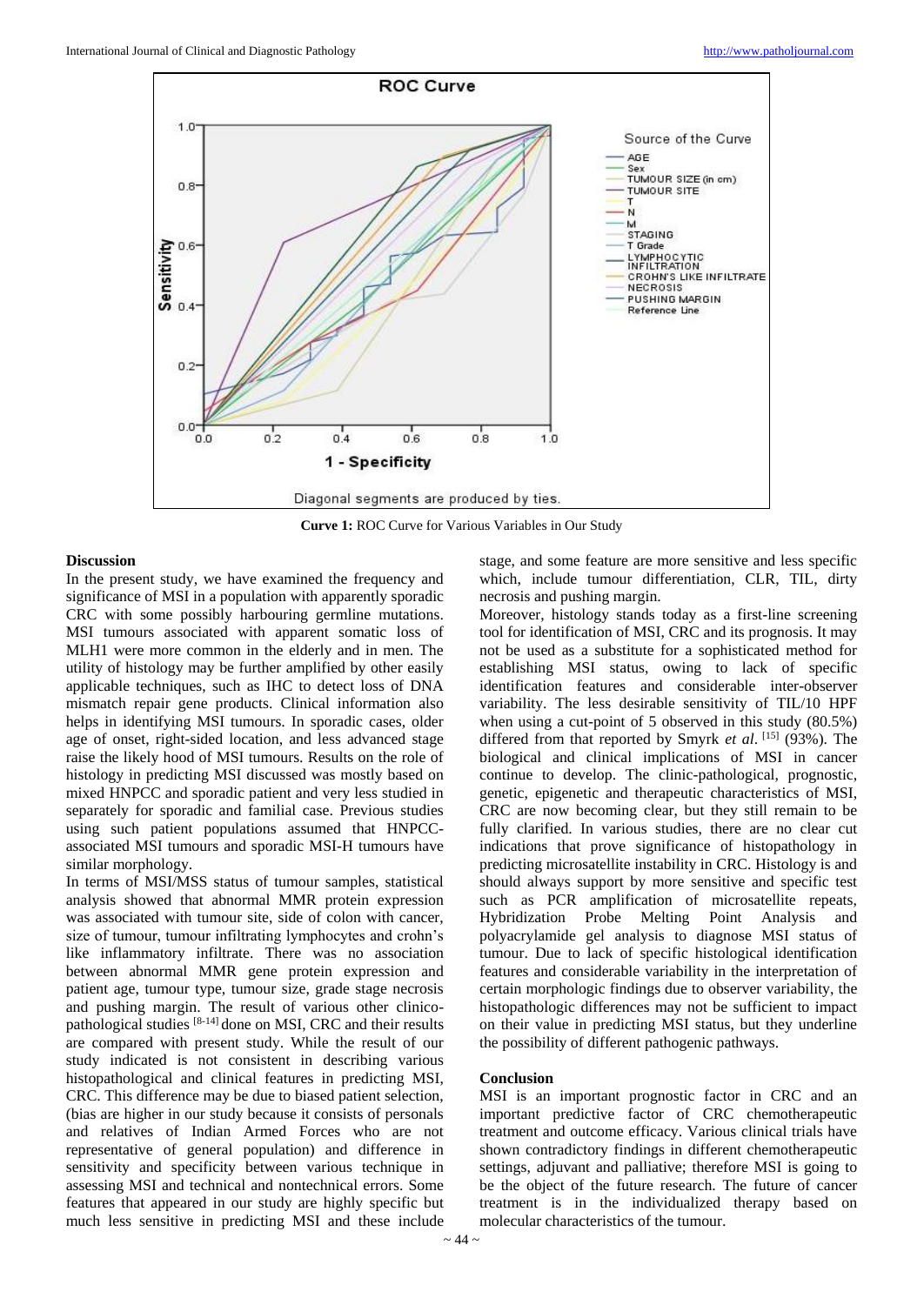**Curve 1:** ROC Curve for Various Variables in Our Study

## Discussion

In the present study, we have examined the frequency and significance of MSI in a population with apparently sporadic CRC with some possibly harbouring germline mutations. MSI tumours associated with apparent somatic loss of MLH1 were more common in the elderly and in men. The utility of histology may be further amplified by other easily applicable techniques, such as IHC to detect loss of DNA mismatch repair gene products. Clinical information also helps in identifying MSI tumours. In sporadic cases, older age of onset, right-sided location, and less advanced stage raise the likely hood of MSI tumours. Results on the role of histology in predicting MSI discussed was mostly based on mixed HNPCC and sporadic patient and very less studied in separately for sporadic and familial case. Previous studies using such patient populations assumed that HNPCC-associated MSI tumours and sporadic MSI-H tumours have similar morphology.

In terms of MSI/MSS status of tumour samples, statistical analysis showed that abnormal MMR protein expression was associated with tumour site, side of colon with cancer, size of tumour, tumour infiltrating lymphocytes and crohn's like inflammatory infiltrate. There was no association between abnormal MMR gene protein expression and patient age, tumour type, tumour size, grade stage necrosis and pushing margin. The result of various other clinico-pathological studies [8-14] done on MSI, CRC and their results are compared with present study. While the result of our study indicated is not consistent in describing various histopathological and clinical features in predicting MSI, CRC. This difference may be due to biased patient selection, (bias are higher in our study because it consists of personals and relatives of Indian Armed Forces who are not representative of general population) and difference in sensitivity and specificity between various technique in assessing MSI and technical and nontechnical errors. Some features that appeared in our study are highly specific but much less sensitive in predicting MSI and these include stage, and some feature are more sensitive and less specific which, include tumour differentiation, CLR, TIL, dirty necrosis and pushing margin.

Moreover, histology stands today as a first-line screening tool for identification of MSI, CRC and its prognosis. It may not be used as a substitute for a sophisticated method for establishing MSI status, owing to lack of specific identification features and considerable inter-observer variability. The less desirable sensitivity of TIL/10 HPF when using a cut-point of 5 observed in this study (80.5%) differed from that reported by Smyrk *et al*. [15] (93%). The biological and clinical implications of MSI in cancer continue to develop. The clinic-pathological, prognostic, genetic, epigenetic and therapeutic characteristics of MSI, CRC are now becoming clear, but they still remain to be fully clarified. In various studies, there are no clear cut indications that prove significance of histopathology in predicting microsatellite instability in CRC. Histology is and should always support by more sensitive and specific test such as PCR amplification of microsatellite repeats, Hybridization Probe Melting Point Analysis and polyacrylamide gel analysis to diagnose MSI status of tumour. Due to lack of specific histological identification features and considerable variability in the interpretation of certain morphologic findings due to observer variability, the histopathologic differences may not be sufficient to impact on their value in predicting MSI status, but they underline the possibility of different pathogenic pathways.

## Conclusion

MSI is an important prognostic factor in CRC and an important predictive factor of CRC chemotherapeutic treatment and outcome efficacy. Various clinical trials have shown contradictory findings in different chemotherapeutic settings, adjuvant and palliative; therefore MSI is going to be the object of the future research. The future of cancer treatment is in the individualized therapy based on molecular characteristics of the tumour.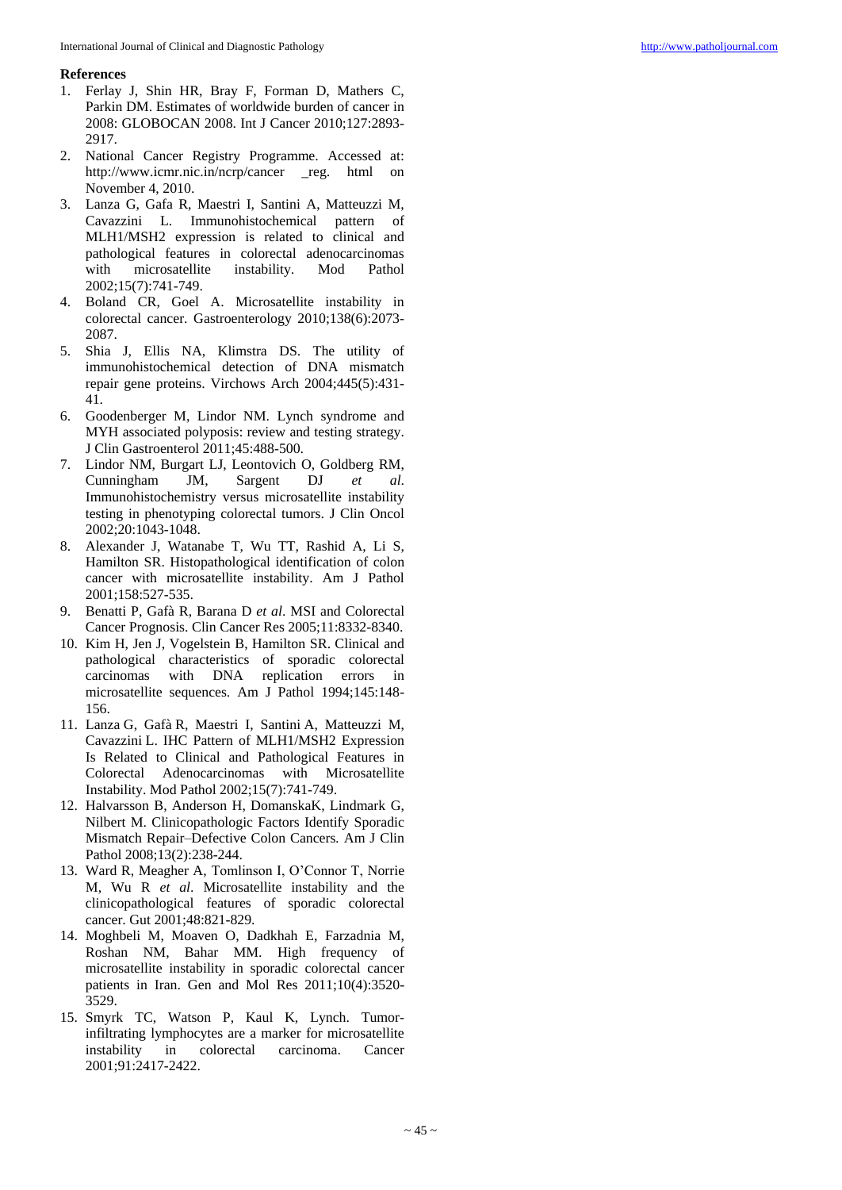## References

1. Ferlay J, Shin HR, Bray F, Forman D, Mathers C, Parkin DM. Estimates of worldwide burden of cancer in 2008: GLOBOCAN 2008. Int J Cancer 2010;127:2893-2917.
2. National Cancer Registry Programme. Accessed at: http://www.icmr.nic.in/ncrp/cancer _reg. html on November 4, 2010.
3. Lanza G, Gafa R, Maestri I, Santini A, Matteuzzi M, Cavazzini L. Immunohistochemical pattern of MLH1/MSH2 expression is related to clinical and pathological features in colorectal adenocarcinomas with microsatellite instability. Mod Pathol 2002;15(7):741-749.
4. Boland CR, Goel A. Microsatellite instability in colorectal cancer. Gastroenterology 2010;138(6):2073-2087.
5. Shia J, Ellis NA, Klimstra DS. The utility of immunohistochemical detection of DNA mismatch repair gene proteins. Virchows Arch 2004;445(5):431-41.
6. Goodenberger M, Lindor NM. Lynch syndrome and MYH associated polyposis: review and testing strategy. J Clin Gastroenterol 2011;45:488-500.
7. Lindor NM, Burgart LJ, Leontovich O, Goldberg RM, Cunningham JM, Sargent DJ *et al*. Immunohistochemistry versus microsatellite instability testing in phenotyping colorectal tumors. J Clin Oncol 2002;20:1043-1048.
8. Alexander J, Watanabe T, Wu TT, Rashid A, Li S, Hamilton SR. Histopathological identification of colon cancer with microsatellite instability. Am J Pathol 2001;158:527-535.
9. Benatti P, Gafà R, Barana D *et al*. MSI and Colorectal Cancer Prognosis. Clin Cancer Res 2005;11:8332-8340.
10. Kim H, Jen J, Vogelstein B, Hamilton SR. Clinical and pathological characteristics of sporadic colorectal carcinomas with DNA replication errors in microsatellite sequences. Am J Pathol 1994;145:148-156.
11. Lanza G, Gafà R, Maestri I, Santini A, Matteuzzi M, Cavazzini L. IHC Pattern of MLH1/MSH2 Expression Is Related to Clinical and Pathological Features in Colorectal Adenocarcinomas with Microsatellite Instability. Mod Pathol 2002;15(7):741-749.
12. Halvarsson B, Anderson H, DomanskaK, Lindmark G, Nilbert M. Clinicopathologic Factors Identify Sporadic Mismatch Repair–Defective Colon Cancers. Am J Clin Pathol 2008;13(2):238-244.
13. Ward R, Meagher A, Tomlinson I, O'Connor T, Norrie M, Wu R *et al*. Microsatellite instability and the clinicopathological features of sporadic colorectal cancer. Gut 2001;48:821-829.
14. Moghbeli M, Moaven O, Dadkhah E, Farzadnia M, Roshan NM, Bahar MM. High frequency of microsatellite instability in sporadic colorectal cancer patients in Iran. Gen and Mol Res 2011;10(4):3520-3529.
15. Smyrk TC, Watson P, Kaul K, Lynch. Tumor-infiltrating lymphocytes are a marker for microsatellite instability in colorectal carcinoma. Cancer 2001;91:2417-2422.